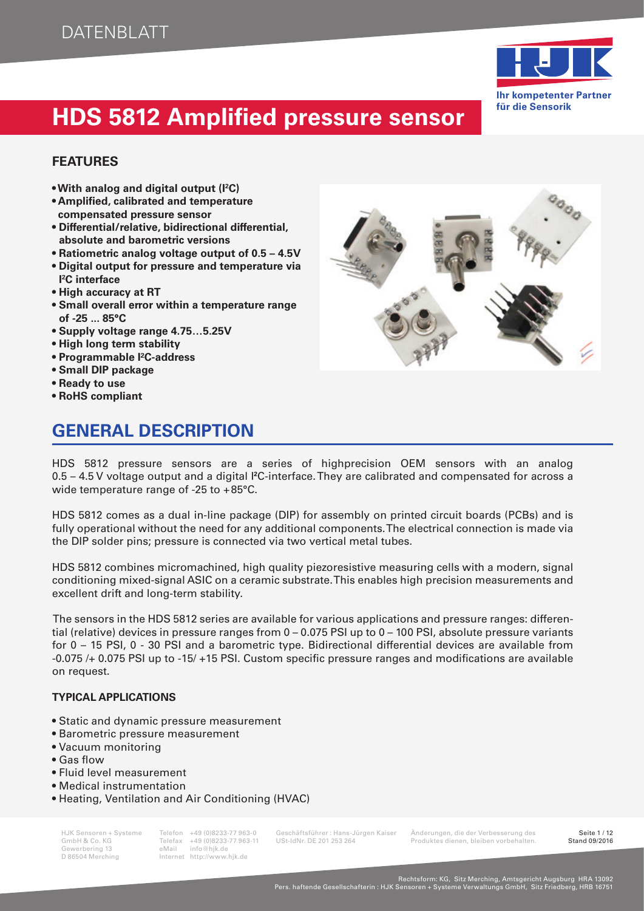DATENBLATT

# HDS 5812 Amplified pressure sensor

### FEATURES

- **With analog and digital output (I²C)**
- **Amplified, calibrated and temperature compensated pressure sensor**
- **Differential/relative, bidirectional differential, absolute and barometric versions**
- **Ratiometric analog voltage output of 0.5 – 4.5V**
- **Digital output for pressure and temperature via I²C interface**
- **High accuracy at RT**
- **Small overall error within a temperature range of -25 ... 85°C**
- **Supply voltage range 4.75…5.25V**
- **High long term stability**
- **Programmable I²C-address**
- **Small DIP package**
- **Ready to use**
- **RoHS compliant**

## GENERAL DESCRIPTION

HDS 5812 pressure sensors are a series of highprecision OEM sensors with an analog 0.5 – 4.5 V voltage output and a digital I²C-interface. They are calibrated and compensated for across a wide temperature range of -25 to +85°C.

HDS 5812 comes as a dual in-line package (DIP) for assembly on printed circuit boards (PCBs) and is fully operational without the need for any additional components. The electrical connection is made via the DIP solder pins; pressure is connected via two vertical metal tubes.

HDS 5812 combines micromachined, high quality piezoresistive measuring cells with a modern, signal conditioning mixed-signal ASIC on a ceramic substrate. This enables high precision measurements and excellent drift and long-term stability.

The sensors in the HDS 5812 series are available for various applications and pressure ranges: differential (relative) devices in pressure ranges from 0 – 0.075 PSI up to 0 – 100 PSI, absolute pressure variants for 0 – 15 PSI, 0 - 30 PSI and a barometric type. Bidirectional differential devices are available from -0.075 /+ 0.075 PSI up to -15/ +15 PSI. Custom specific pressure ranges and modifications are available on request.

### TYPICAL APPLICATIONS

- Static and dynamic pressure measurement
- Barometric pressure measurement
- Vacuum monitoring
- Gas flow
- Fluid level measurement
- Medical instrumentation
- Heating, Ventilation and Air Conditioning (HVAC)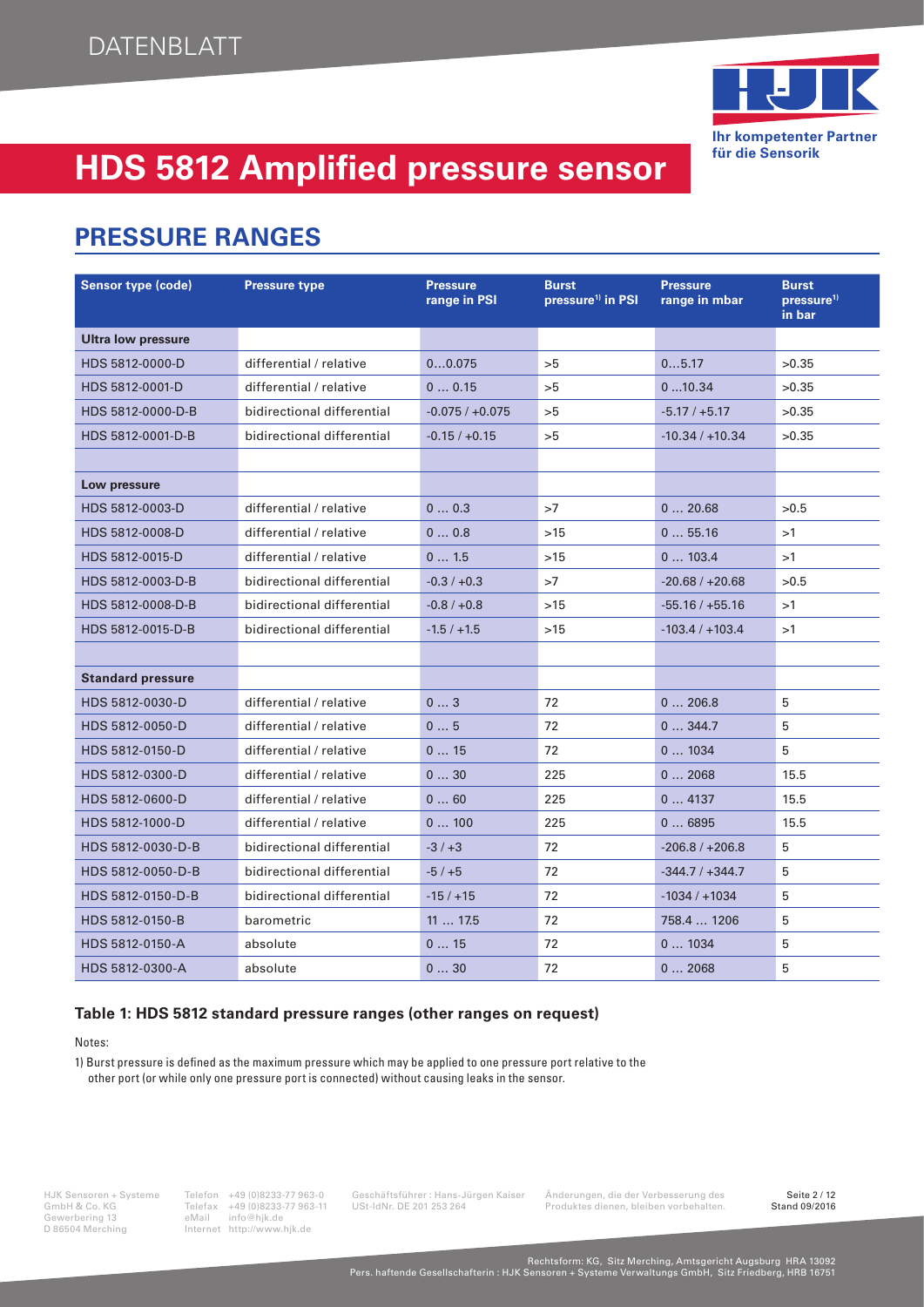DATENBLATT

# HDS 5812 Amplified pressure sensor

## PRESSURE RANGES

| Sensor type (code) | Pressure type | Pressure range in PSI | Burst pressure[1] in PSI | Pressure range in mbar | Burst pressure[1] in bar |
|---|---|---|---|---|---|
| **Ultra low pressure** | | | | | |
| HDS 5812-0000-D | differential / relative | 0…0.075 | >5 | 0…5.17 | >0.35 |
| HDS 5812-0001-D | differential / relative | 0 … 0.15 | >5 | 0 …10.34 | >0.35 |
| HDS 5812-0000-D-B | bidirectional differential | -0.075 / +0.075 | >5 | -5.17 / +5.17 | >0.35 |
| HDS 5812-0001-D-B | bidirectional differential | -0.15 / +0.15 | >5 | -10.34 / +10.34 | >0.35 |
| | | | | | |
| **Low pressure** | | | | | |
| HDS 5812-0003-D | differential / relative | 0 … 0.3 | >7 | 0 … 20.68 | >0.5 |
| HDS 5812-0008-D | differential / relative | 0 … 0.8 | >15 | 0 … 55.16 | >1 |
| HDS 5812-0015-D | differential / relative | 0 … 1.5 | >15 | 0 … 103.4 | >1 |
| HDS 5812-0003-D-B | bidirectional differential | -0.3 / +0.3 | >7 | -20.68 / +20.68 | >0.5 |
| HDS 5812-0008-D-B | bidirectional differential | -0.8 / +0.8 | >15 | -55.16 / +55.16 | >1 |
| HDS 5812-0015-D-B | bidirectional differential | -1.5 / +1.5 | >15 | -103.4 / +103.4 | >1 |
| | | | | | |
| **Standard pressure** | | | | | |
| HDS 5812-0030-D | differential / relative | 0 … 3 | 72 | 0 … 206.8 | 5 |
| HDS 5812-0050-D | differential / relative | 0 … 5 | 72 | 0 … 344.7 | 5 |
| HDS 5812-0150-D | differential / relative | 0 … 15 | 72 | 0 … 1034 | 5 |
| HDS 5812-0300-D | differential / relative | 0 … 30 | 225 | 0 … 2068 | 15.5 |
| HDS 5812-0600-D | differential / relative | 0 … 60 | 225 | 0 … 4137 | 15.5 |
| HDS 5812-1000-D | differential / relative | 0 … 100 | 225 | 0 … 6895 | 15.5 |
| HDS 5812-0030-D-B | bidirectional differential | -3 / +3 | 72 | -206.8 / +206.8 | 5 |
| HDS 5812-0050-D-B | bidirectional differential | -5 / +5 | 72 | -344.7 / +344.7 | 5 |
| HDS 5812-0150-D-B | bidirectional differential | -15 / +15 | 72 | -1034 / +1034 | 5 |
| HDS 5812-0150-B | barometric | 11 … 17.5 | 72 | 758.4 … 1206 | 5 |
| HDS 5812-0150-A | absolute | 0 … 15 | 72 | 0 … 1034 | 5 |
| HDS 5812-0300-A | absolute | 0 … 30 | 72 | 0 … 2068 | 5 |

**Table 1: HDS 5812 standard pressure ranges (other ranges on request)**

Notes:

1) Burst pressure is defined as the maximum pressure which may be applied to one pressure port relative to the other port (or while only one pressure port is connected) without causing leaks in the sensor.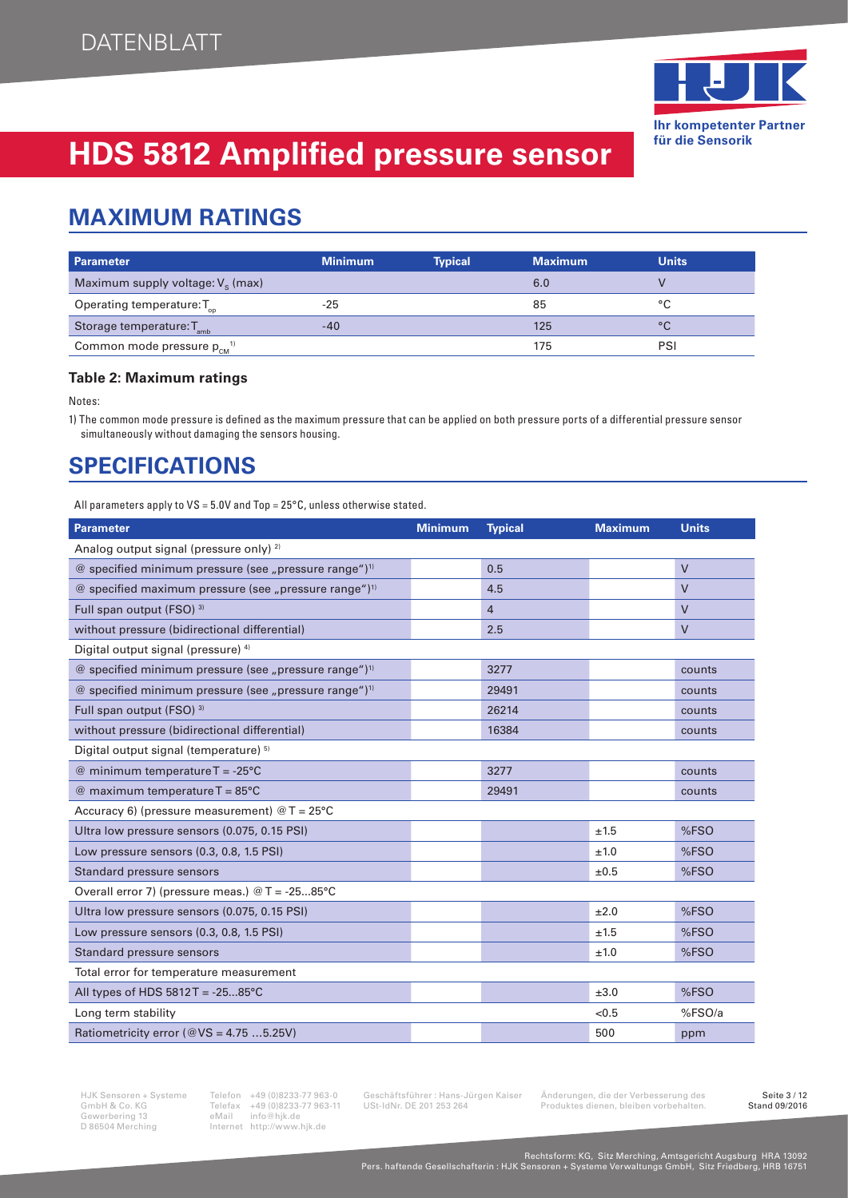# HDS 5812 Amplified pressure sensor

## MAXIMUM RATINGS

| Parameter | Minimum | Typical | Maximum | Units |
|---|---|---|---|---|
| Maximum supply voltage: $V_S$ (max) | | | 6.0 | V |
| Operating temperature: $T_{op}$ | -25 | | 85 | °C |
| Storage temperature: $T_{amb}$ | -40 | | 125 | °C |
| Common mode pressure $p_{CM}$ [1] | | | 175 | PSI |

**Table 2: Maximum ratings**

Notes:

1) The common mode pressure is defined as the maximum pressure that can be applied on both pressure ports of a differential pressure sensor simultaneously without damaging the sensors housing.

## SPECIFICATIONS

All parameters apply to VS = 5.0V and Top = 25°C, unless otherwise stated.

| Parameter | Minimum | Typical | Maximum | Units |
|---|---|---|---|---|
| Analog output signal (pressure only) [2] | | | | |
| @ specified minimum pressure (see „pressure range")[1] | | 0.5 | | V |
| @ specified maximum pressure (see „pressure range")[1] | | 4.5 | | V |
| Full span output (FSO) [3] | | 4 | | V |
| without pressure (bidirectional differential) | | 2.5 | | V |
| Digital output signal (pressure) [4] | | | | |
| @ specified minimum pressure (see „pressure range")[1] | | 3277 | | counts |
| @ specified minimum pressure (see „pressure range")[1] | | 29491 | | counts |
| Full span output (FSO) [3] | | 26214 | | counts |
| without pressure (bidirectional differential) | | 16384 | | counts |
| Digital output signal (temperature) [5] | | | | |
| @ minimum temperature T = -25°C | | 3277 | | counts |
| @ maximum temperature T = 85°C | | 29491 | | counts |
| Accuracy 6) (pressure measurement) @ T = 25°C | | | | |
| Ultra low pressure sensors (0.075, 0.15 PSI) | | | ±1.5 | %FSO |
| Low pressure sensors (0.3, 0.8, 1.5 PSI) | | | ±1.0 | %FSO |
| Standard pressure sensors | | | ±0.5 | %FSO |
| Overall error 7) (pressure meas.) @ T = -25...85°C | | | | |
| Ultra low pressure sensors (0.075, 0.15 PSI) | | | ±2.0 | %FSO |
| Low pressure sensors (0.3, 0.8, 1.5 PSI) | | | ±1.5 | %FSO |
| Standard pressure sensors | | | ±1.0 | %FSO |
| Total error for temperature measurement | | | | |
| All types of HDS 5812T = -25...85°C | | | ±3.0 | %FSO |
| Long term stability | | | <0.5 | %FSO/a |
| Ratiometricity error (@VS = 4.75 ...5.25V) | | | 500 | ppm |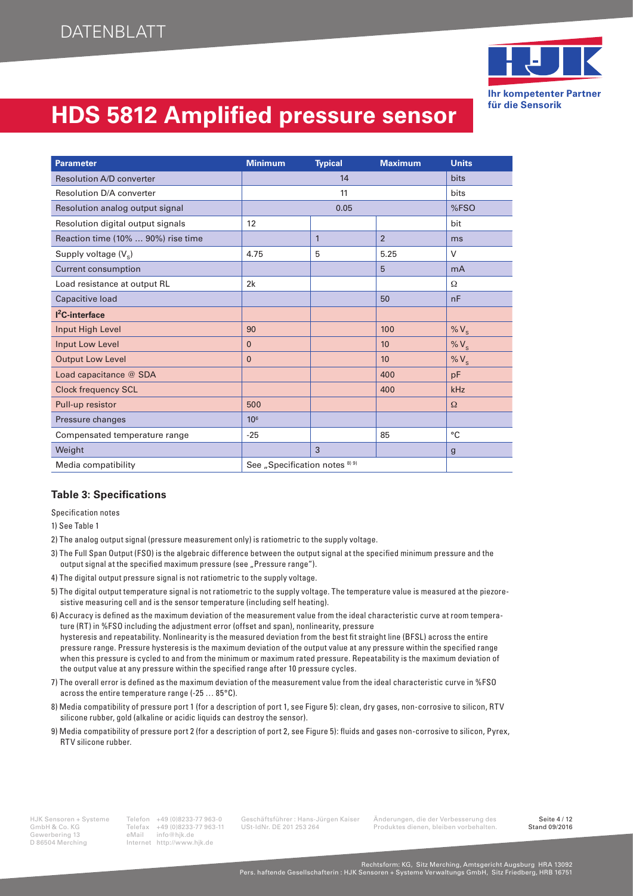# HDS 5812 Amplified pressure sensor

| Parameter | Minimum | Typical | Maximum | Units |
|---|---|---|---|---|
| Resolution A/D converter | | 14 | | bits |
| Resolution D/A converter | | 11 | | bits |
| Resolution analog output signal | | 0.05 | | %FSO |
| Resolution digital output signals | 12 | | | bit |
| Reaction time (10% … 90%) rise time | | 1 | 2 | ms |
| Supply voltage ($V_s$) | 4.75 | 5 | 5.25 | V |
| Current consumption | | | 5 | mA |
| Load resistance at output RL | 2k | | | Ω |
| Capacitive load | | | 50 | nF |
| **$I^2C$-interface** | | | | |
| Input High Level | 90 | | 100 | % $V_s$ |
| Input Low Level | 0 | | 10 | % $V_s$ |
| Output Low Level | 0 | | 10 | % $V_s$ |
| Load capacitance @ SDA | | | 400 | pF |
| Clock frequency SCL | | | 400 | kHz |
| Pull-up resistor | 500 | | | Ω |
| Pressure changes | $10^6$ | | | |
| Compensated temperature range | -25 | | 85 | °C |
| Weight | | 3 | | g |
| Media compatibility | See „Specification notes [8) 9)] | | | |

### Table 3: Specifications

Specification notes

1) See Table 1
2) The analog output signal (pressure measurement only) is ratiometric to the supply voltage.
3) The Full Span Output (FSO) is the algebraic difference between the output signal at the specified minimum pressure and the output signal at the specified maximum pressure (see „Pressure range").
4) The digital output pressure signal is not ratiometric to the supply voltage.
5) The digital output temperature signal is not ratiometric to the supply voltage. The temperature value is measured at the piezoresistive measuring cell and is the sensor temperature (including self heating).
6) Accuracy is defined as the maximum deviation of the measurement value from the ideal characteristic curve at room temperature (RT) in %FSO including the adjustment error (offset and span), nonlinearity, pressure hysteresis and repeatability. Nonlinearity is the measured deviation from the best fit straight line (BFSL) across the entire pressure range. Pressure hysteresis is the maximum deviation of the output value at any pressure within the specified range when this pressure is cycled to and from the minimum or maximum rated pressure. Repeatability is the maximum deviation of the output value at any pressure within the specified range after 10 pressure cycles.
7) The overall error is defined as the maximum deviation of the measurement value from the ideal characteristic curve in %FSO across the entire temperature range (-25 … 85°C).
8) Media compatibility of pressure port 1 (for a description of port 1, see Figure 5): clean, dry gases, non-corrosive to silicon, RTV silicone rubber, gold (alkaline or acidic liquids can destroy the sensor).
9) Media compatibility of pressure port 2 (for a description of port 2, see Figure 5): fluids and gases non-corrosive to silicon, Pyrex, RTV silicone rubber.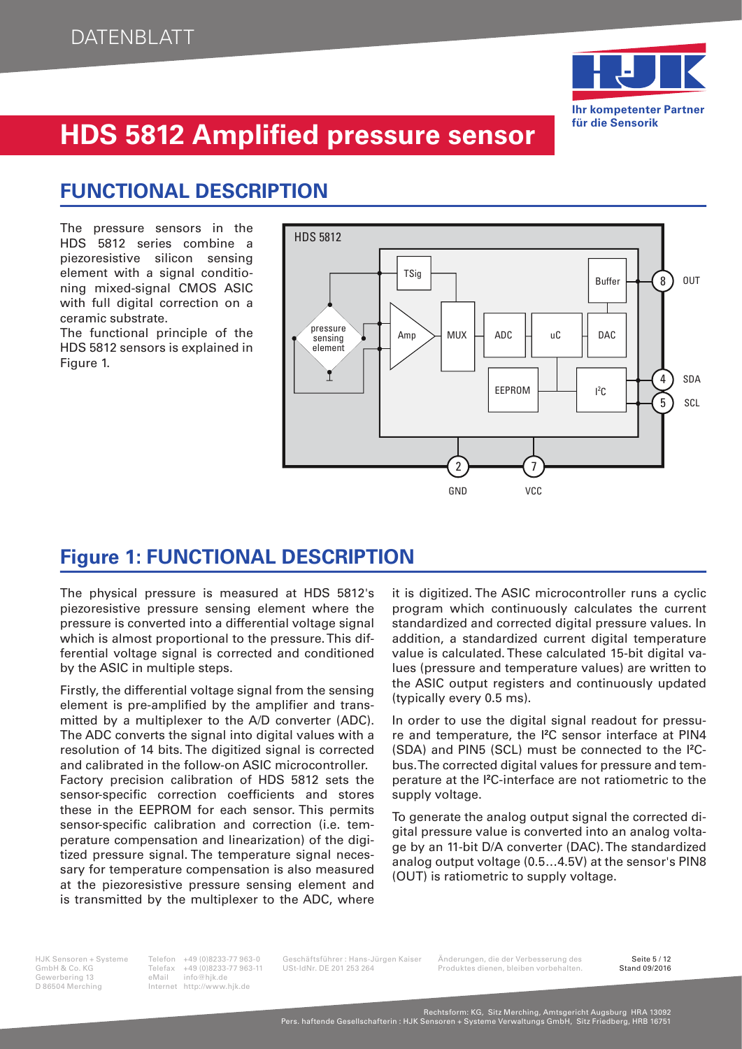# HDS 5812 Amplified pressure sensor

## FUNCTIONAL DESCRIPTION

The pressure sensors in the HDS 5812 series combine a piezoresistive silicon sensing element with a signal conditioning mixed-signal CMOS ASIC with full digital correction on a ceramic substrate.
The functional principle of the HDS 5812 sensors is explained in Figure 1.

## Figure 1: FUNCTIONAL DESCRIPTION

The physical pressure is measured at HDS 5812's piezoresistive pressure sensing element where the pressure is converted into a differential voltage signal which is almost proportional to the pressure. This differential voltage signal is corrected and conditioned by the ASIC in multiple steps.

Firstly, the differential voltage signal from the sensing element is pre-amplified by the amplifier and transmitted by a multiplexer to the A/D converter (ADC). The ADC converts the signal into digital values with a resolution of 14 bits. The digitized signal is corrected and calibrated in the follow-on ASIC microcontroller.
Factory precision calibration of HDS 5812 sets the sensor-specific correction coefficients and stores these in the EEPROM for each sensor. This permits sensor-specific calibration and correction (i.e. temperature compensation and linearization) of the digitized pressure signal. The temperature signal necessary for temperature compensation is also measured at the piezoresistive pressure sensing element and is transmitted by the multiplexer to the ADC, where it is digitized. The ASIC microcontroller runs a cyclic program which continuously calculates the current standardized and corrected digital pressure values. In addition, a standardized current digital temperature value is calculated. These calculated 15-bit digital values (pressure and temperature values) are written to the ASIC output registers and continuously updated (typically every 0.5 ms).

In order to use the digital signal readout for pressure and temperature, the I²C sensor interface at PIN4 (SDA) and PIN5 (SCL) must be connected to the I²C-bus. The corrected digital values for pressure and temperature at the I²C-interface are not ratiometric to the supply voltage.

To generate the analog output signal the corrected digital pressure value is converted into an analog voltage by an 11-bit D/A converter (DAC). The standardized analog output voltage (0.5…4.5V) at the sensor's PIN8 (OUT) is ratiometric to supply voltage.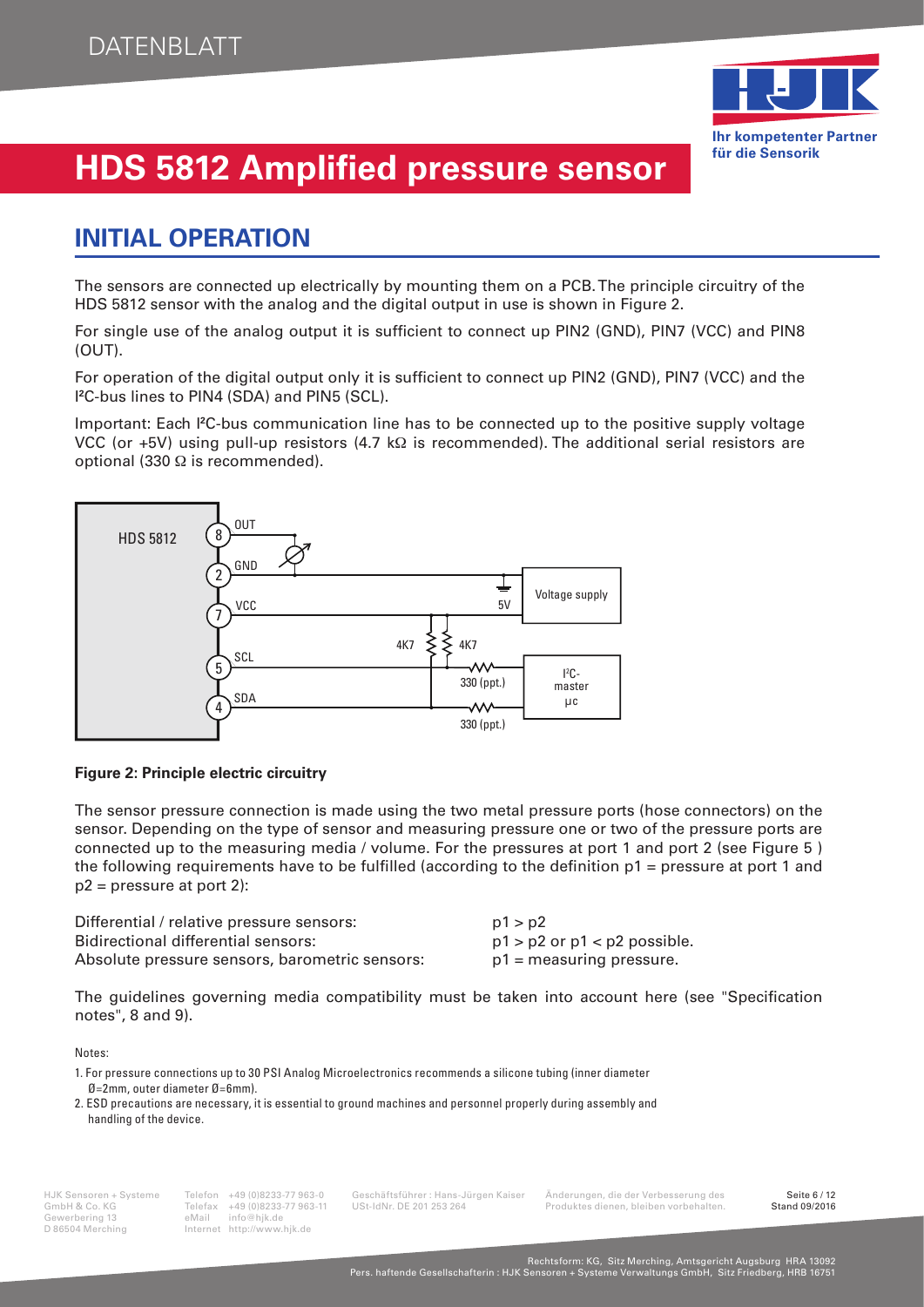# HDS 5812 Amplified pressure sensor

## INITIAL OPERATION

The sensors are connected up electrically by mounting them on a PCB. The principle circuitry of the HDS 5812 sensor with the analog and the digital output in use is shown in Figure 2.

For single use of the analog output it is sufficient to connect up PIN2 (GND), PIN7 (VCC) and PIN8 (OUT).

For operation of the digital output only it is sufficient to connect up PIN2 (GND), PIN7 (VCC) and the I²C-bus lines to PIN4 (SDA) and PIN5 (SCL).

Important: Each I²C-bus communication line has to be connected up to the positive supply voltage VCC (or +5V) using pull-up resistors (4.7 kΩ is recommended). The additional serial resistors are optional (330 Ω is recommended).

**Figure 2: Principle electric circuitry**

The sensor pressure connection is made using the two metal pressure ports (hose connectors) on the sensor. Depending on the type of sensor and measuring pressure one or two of the pressure ports are connected up to the measuring media / volume. For the pressures at port 1 and port 2 (see Figure 5 ) the following requirements have to be fulfilled (according to the definition p1 = pressure at port 1 and p2 = pressure at port 2):

| | |
|---|---|
| Differential / relative pressure sensors: | p1 > p2 |
| Bidirectional differential sensors: | p1 > p2 or p1 < p2 possible. |
| Absolute pressure sensors, barometric sensors: | p1 = measuring pressure. |

The guidelines governing media compatibility must be taken into account here (see "Specification notes", 8 and 9).

Notes:

1. For pressure connections up to 30 PSI Analog Microelectronics recommends a silicone tubing (inner diameter Ø=2mm, outer diameter Ø=6mm).
2. ESD precautions are necessary, it is essential to ground machines and personnel properly during assembly and handling of the device.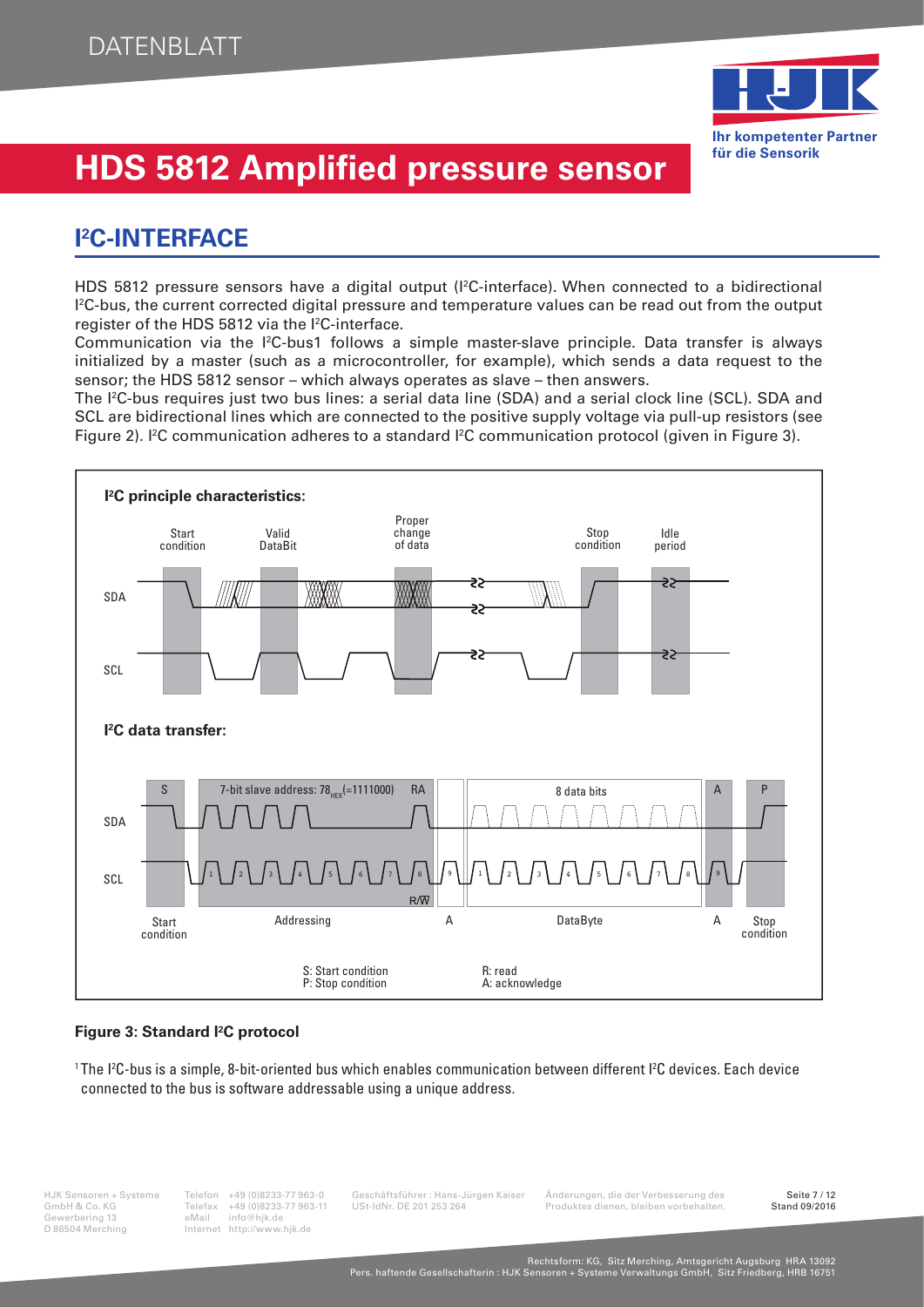# HDS 5812 Amplified pressure sensor

## I²C-INTERFACE

HDS 5812 pressure sensors have a digital output (I²C-interface). When connected to a bidirectional I²C-bus, the current corrected digital pressure and temperature values can be read out from the output register of the HDS 5812 via the I²C-interface.

Communication via the I²C-bus[1] follows a simple master-slave principle. Data transfer is always initialized by a master (such as a microcontroller, for example), which sends a data request to the sensor; the HDS 5812 sensor – which always operates as slave – then answers.

The I²C-bus requires just two bus lines: a serial data line (SDA) and a serial clock line (SCL). SDA and SCL are bidirectional lines which are connected to the positive supply voltage via pull-up resistors (see Figure 2). I²C communication adheres to a standard I²C communication protocol (given in Figure 3).

**I²C principle characteristics:**

Start condition — Valid DataBit — Proper change of data — Stop condition — Idle period

SDA / SCL

**I²C data transfer:**

S — 7-bit slave address: $78_{HEX}$ (=1111000) — RA — 8 data bits — A — P

SDA / SCL

Start condition — Addressing — A — DataByte — A — Stop condition

R/W̄

S: Start condition
P: Stop condition
R: read
A: acknowledge

**Figure 3: Standard I²C protocol**

[1] The I²C-bus is a simple, 8-bit-oriented bus which enables communication between different I²C devices. Each device connected to the bus is software addressable using a unique address.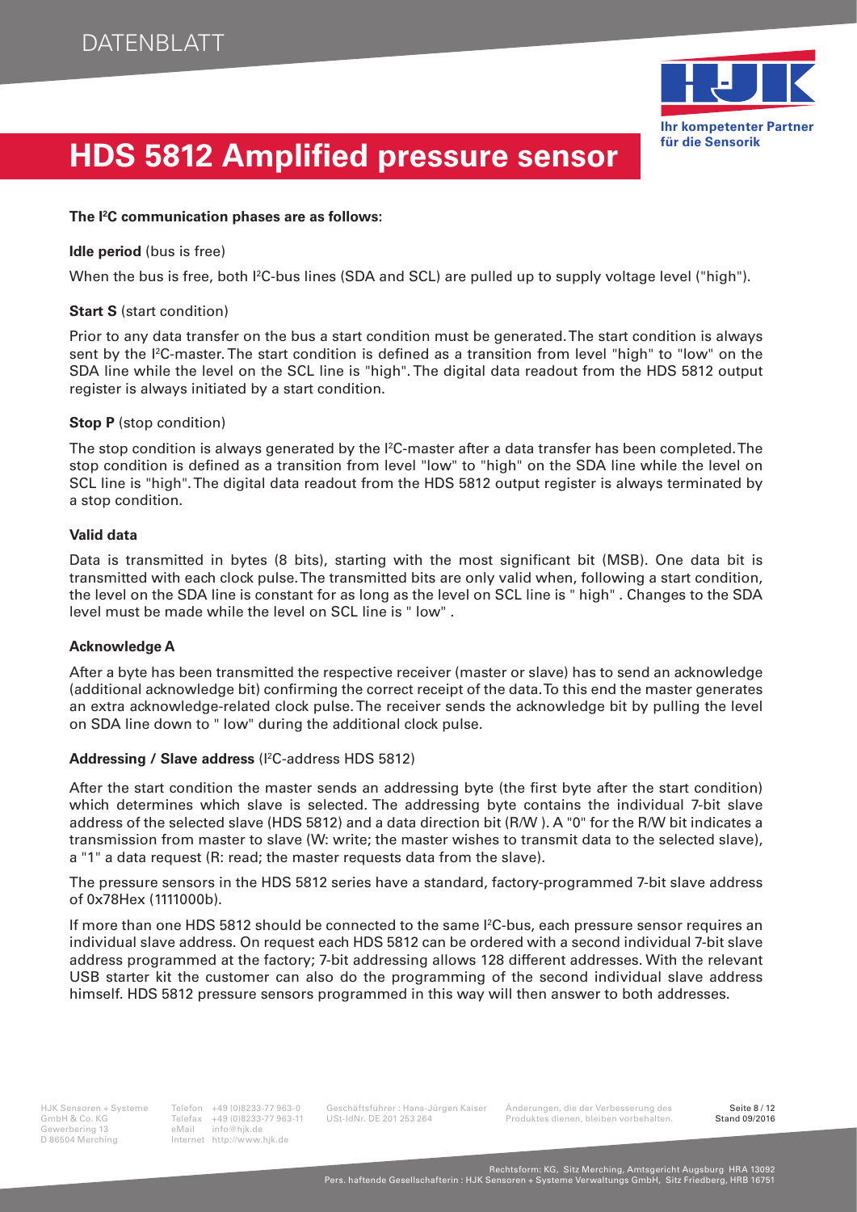# HDS 5812 Amplified pressure sensor

**The I²C communication phases are as follows:**

**Idle period** (bus is free)

When the bus is free, both I²C-bus lines (SDA and SCL) are pulled up to supply voltage level ("high").

**Start S** (start condition)

Prior to any data transfer on the bus a start condition must be generated. The start condition is always sent by the I²C-master. The start condition is defined as a transition from level "high" to "low" on the SDA line while the level on the SCL line is "high". The digital data readout from the HDS 5812 output register is always initiated by a start condition.

**Stop P** (stop condition)

The stop condition is always generated by the I²C-master after a data transfer has been completed. The stop condition is defined as a transition from level "low" to "high" on the SDA line while the level on SCL line is "high". The digital data readout from the HDS 5812 output register is always terminated by a stop condition.

**Valid data**

Data is transmitted in bytes (8 bits), starting with the most significant bit (MSB). One data bit is transmitted with each clock pulse. The transmitted bits are only valid when, following a start condition, the level on the SDA line is constant for as long as the level on SCL line is " high" . Changes to the SDA level must be made while the level on SCL line is " low" .

**Acknowledge A**

After a byte has been transmitted the respective receiver (master or slave) has to send an acknowledge (additional acknowledge bit) confirming the correct receipt of the data. To this end the master generates an extra acknowledge-related clock pulse. The receiver sends the acknowledge bit by pulling the level on SDA line down to " low" during the additional clock pulse.

**Addressing / Slave address** (I²C-address HDS 5812)

After the start condition the master sends an addressing byte (the first byte after the start condition) which determines which slave is selected. The addressing byte contains the individual 7-bit slave address of the selected slave (HDS 5812) and a data direction bit (R/W ). A "0" for the R/W bit indicates a transmission from master to slave (W: write; the master wishes to transmit data to the selected slave), a "1" a data request (R: read; the master requests data from the slave).

The pressure sensors in the HDS 5812 series have a standard, factory-programmed 7-bit slave address of 0x78Hex (1111000b).

If more than one HDS 5812 should be connected to the same I²C-bus, each pressure sensor requires an individual slave address. On request each HDS 5812 can be ordered with a second individual 7-bit slave address programmed at the factory; 7-bit addressing allows 128 different addresses. With the relevant USB starter kit the customer can also do the programming of the second individual slave address himself. HDS 5812 pressure sensors programmed in this way will then answer to both addresses.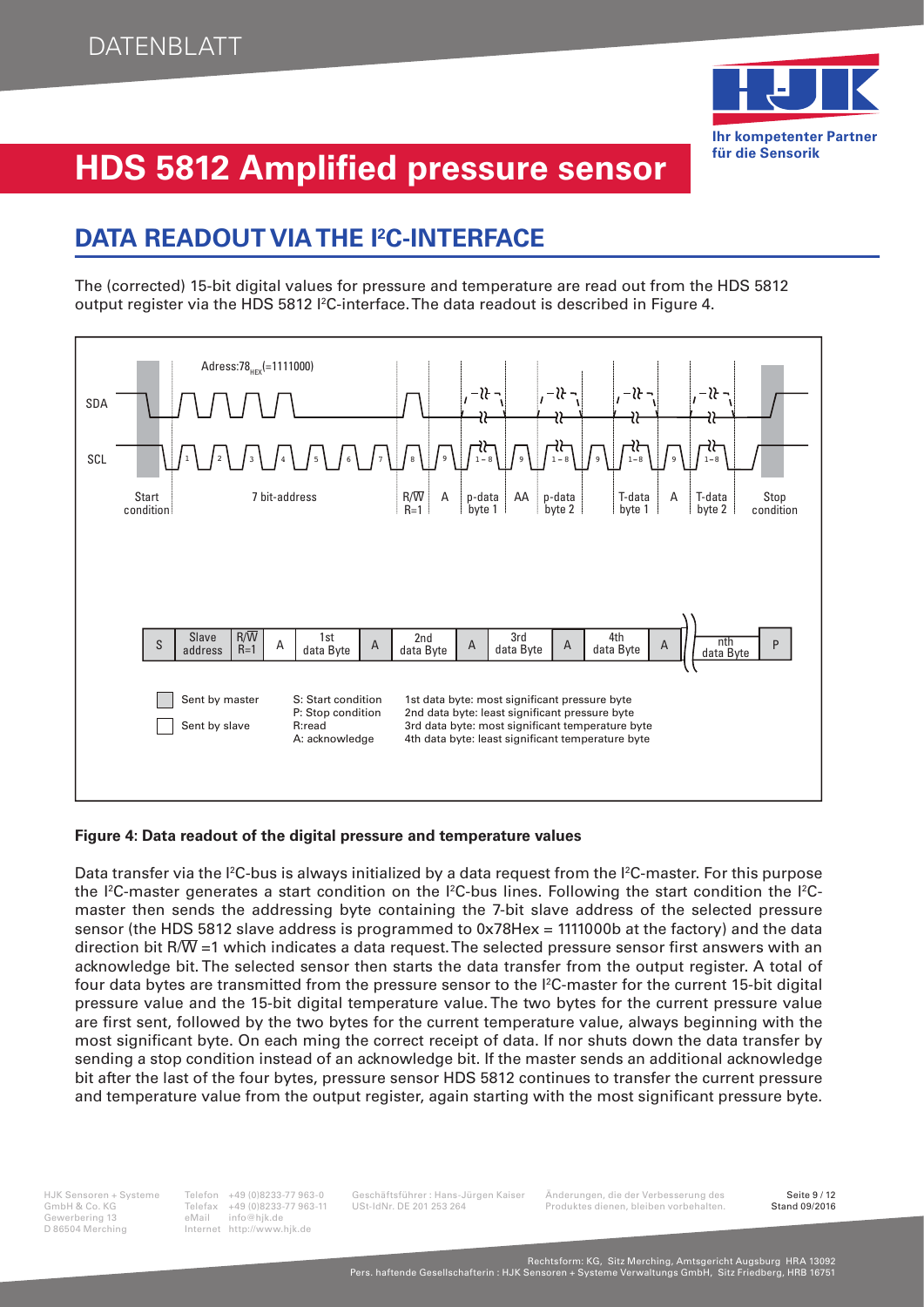# HDS 5812 Amplified pressure sensor

## DATA READOUT VIA THE I²C-INTERFACE

The (corrected) 15-bit digital values for pressure and temperature are read out from the HDS 5812 output register via the HDS 5812 I²C-interface. The data readout is described in Figure 4.

**Figure 4: Data readout of the digital pressure and temperature values**

Data transfer via the I²C-bus is always initialized by a data request from the I²C-master. For this purpose the I²C-master generates a start condition on the I²C-bus lines. Following the start condition the I²C-master then sends the addressing byte containing the 7-bit slave address of the selected pressure sensor (the HDS 5812 slave address is programmed to 0x78Hex = 1111000b at the factory) and the data direction bit R/W =1 which indicates a data request. The selected pressure sensor first answers with an acknowledge bit. The selected sensor then starts the data transfer from the output register. A total of four data bytes are transmitted from the pressure sensor to the I²C-master for the current 15-bit digital pressure value and the 15-bit digital temperature value. The two bytes for the current pressure value are first sent, followed by the two bytes for the current temperature value, always beginning with the most significant byte. On each ming the correct receipt of data. If nor shuts down the data transfer by sending a stop condition instead of an acknowledge bit. If the master sends an additional acknowledge bit after the last of the four bytes, pressure sensor HDS 5812 continues to transfer the current pressure and temperature value from the output register, again starting with the most significant pressure byte.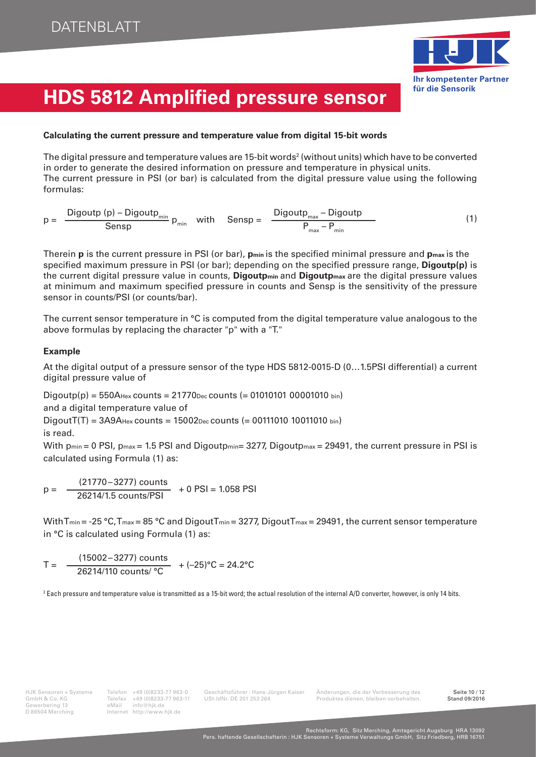# HDS 5812 Amplified pressure sensor

### Calculating the current pressure and temperature value from digital 15-bit words

The digital pressure and temperature values are 15-bit words[2] (without units) which have to be converted in order to generate the desired information on pressure and temperature in physical units.
The current pressure in PSI (or bar) is calculated from the digital pressure value using the following formulas:

$$p = \frac{\text{Digoutp (p)} - \text{Digoutp}_{min}}{\text{Sensp}} p_{min} \quad \text{with} \quad \text{Sensp} = \frac{\text{Digoutp}_{max} - \text{Digoutp}}{P_{max} - P_{min}} \tag{1}$$

Therein **p** is the current pressure in PSI (or bar), $\mathbf{p_{min}}$ is the specified minimal pressure and $\mathbf{p_{max}}$ is the specified maximum pressure in PSI (or bar); depending on the specified pressure range, **Digoutp(p)** is the current digital pressure value in counts, $\mathbf{Digoutp_{min}}$ and $\mathbf{Digoutp_{max}}$ are the digital pressure values at minimum and maximum specified pressure in counts and Sensp is the sensitivity of the pressure sensor in counts/PSI (or counts/bar).

The current sensor temperature in °C is computed from the digital temperature value analogous to the above formulas by replacing the character "p" with a "T."

### Example

At the digital output of a pressure sensor of the type HDS 5812-0015-D (0…1.5PSI differential) a current digital pressure value of

Digoutp(p) = $550A_{Hex}$ counts = $21770_{Dec}$ counts (= 01010101 00001010 $_{bin}$)

and a digital temperature value of

DigoutT(T) = $3A9A_{Hex}$ counts = $15002_{Dec}$ counts (= 00111010 10011010 $_{bin}$)

is read.

With $p_{min}$ = 0 PSI, $p_{max}$ = 1.5 PSI and $Digoutp_{min}$= 3277, $Digoutp_{max}$ = 29491, the current pressure in PSI is calculated using Formula (1) as:

$$p = \frac{(21770 - 3277) \text{ counts}}{26214/1.5 \text{ counts/PSI}} + 0 \text{ PSI} = 1.058 \text{ PSI}$$

With $T_{min}$ = -25 °C, $T_{max}$ = 85 °C and $DigoutT_{min}$ = 3277, $DigoutT_{max}$ = 29491, the current sensor temperature in °C is calculated using Formula (1) as:

$$T = \frac{(15002 - 3277) \text{ counts}}{26214/110 \text{ counts/ °C}} + (-25)\text{°C} = 24.2\text{°C}$$

[2] Each pressure and temperature value is transmitted as a 15-bit word; the actual resolution of the internal A/D converter, however, is only 14 bits.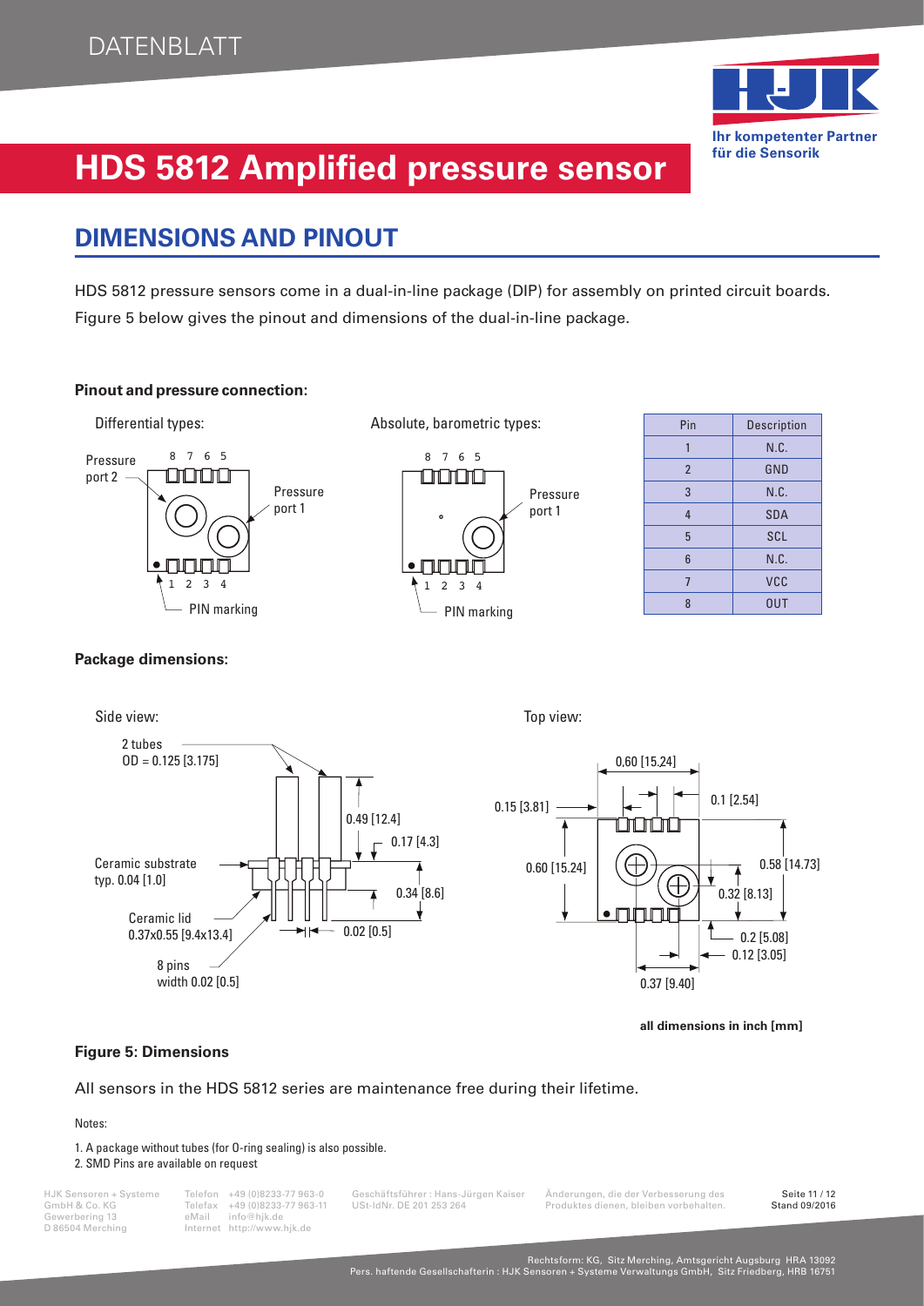# HDS 5812 Amplified pressure sensor

## DIMENSIONS AND PINOUT

HDS 5812 pressure sensors come in a dual-in-line package (DIP) for assembly on printed circuit boards. Figure 5 below gives the pinout and dimensions of the dual-in-line package.

**Pinout and pressure connection:**

Differential types:

Pressure port 2, Pressure port 1, PIN marking, pins 8 7 6 5 / 1 2 3 4

Absolute, barometric types:

Pressure port 1, PIN marking, pins 8 7 6 5 / 1 2 3 4

| Pin | Description |
|---|---|
| 1 | N.C. |
| 2 | GND |
| 3 | N.C. |
| 4 | SDA |
| 5 | SCL |
| 6 | N.C. |
| 7 | VCC |
| 8 | OUT |

**Package dimensions:**

Side view:

- 2 tubes OD = 0.125 [3.175]
- Ceramic substrate typ. 0.04 [1.0]
- Ceramic lid 0.37x0.55 [9.4x13.4]
- 8 pins width 0.02 [0.5]
- 0.49 [12.4]
- 0.17 [4.3]
- 0.34 [8.6]
- 0.02 [0.5]

Top view:

- 0,60 [15.24]
- 0.15 [3.81]
- 0.1 [2.54]
- 0.60 [15.24]
- 0.58 [14.73]
- 0.32 [8.13]
- 0.2 [5.08]
- 0.12 [3.05]
- 0.37 [9.40]

**all dimensions in inch [mm]**

**Figure 5: Dimensions**

All sensors in the HDS 5812 series are maintenance free during their lifetime.

Notes:

1. A package without tubes (for O-ring sealing) is also possible.
2. SMD Pins are available on request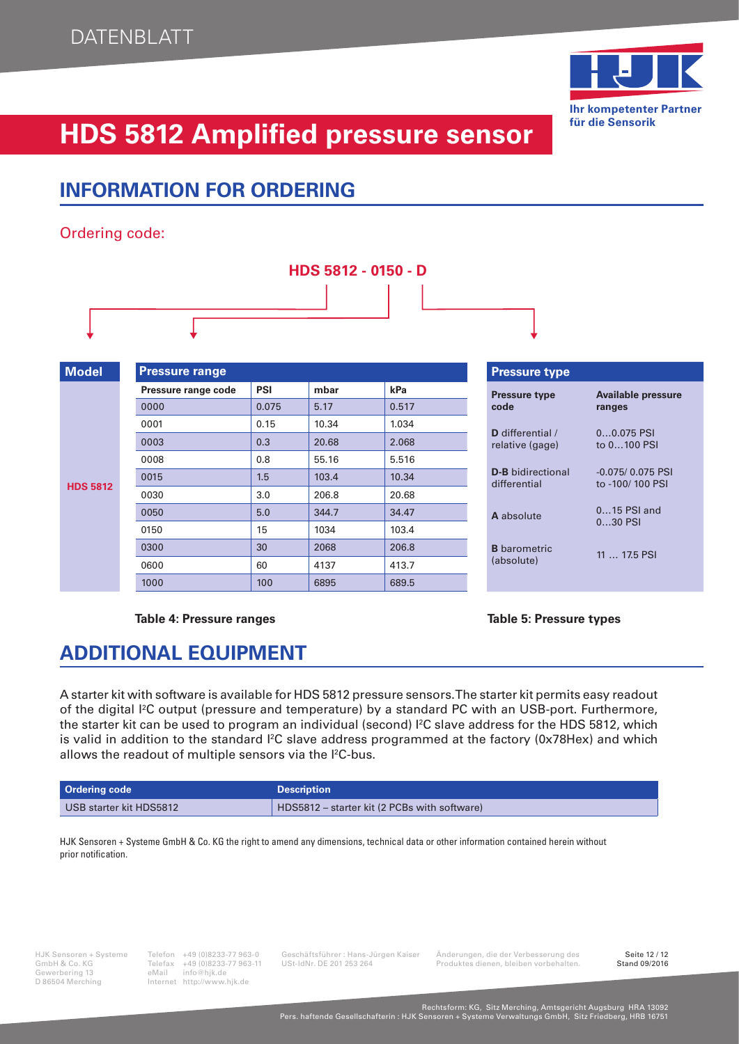# HDS 5812 Amplified pressure sensor

## INFORMATION FOR ORDERING

Ordering code:

**HDS 5812 - 0150 - D**

| Model | Pressure range code | PSI | mbar | kPa |
|---|---|---|---|---|
| HDS 5812 | 0000 | 0.075 | 5.17 | 0.517 |
| | 0001 | 0.15 | 10.34 | 1.034 |
| | 0003 | 0.3 | 20.68 | 2.068 |
| | 0008 | 0.8 | 55.16 | 5.516 |
| | 0015 | 1.5 | 103.4 | 10.34 |
| | 0030 | 3.0 | 206.8 | 20.68 |
| | 0050 | 5.0 | 344.7 | 34.47 |
| | 0150 | 15 | 1034 | 103.4 |
| | 0300 | 30 | 2068 | 206.8 |
| | 0600 | 60 | 4137 | 413.7 |
| | 1000 | 100 | 6895 | 689.5 |

**Table 4: Pressure ranges**

| Pressure type code | Available pressure ranges |
|---|---|
| **D** differential / relative (gage) | 0…0.075 PSI to 0…100 PSI |
| **D-B** bidirectional differential | -0.075/ 0.075 PSI to -100/ 100 PSI |
| **A** absolute | 0…15 PSI and 0…30 PSI |
| **B** barometric (absolute) | 11 … 17.5 PSI |

**Table 5: Pressure types**

## ADDITIONAL EQUIPMENT

A starter kit with software is available for HDS 5812 pressure sensors. The starter kit permits easy readout of the digital I²C output (pressure and temperature) by a standard PC with an USB-port. Furthermore, the starter kit can be used to program an individual (second) I²C slave address for the HDS 5812, which is valid in addition to the standard I²C slave address programmed at the factory (0x78Hex) and which allows the readout of multiple sensors via the I²C-bus.

| Ordering code | Description |
|---|---|
| USB starter kit HDS5812 | HDS5812 – starter kit (2 PCBs with software) |

HJK Sensoren + Systeme GmbH & Co. KG the right to amend any dimensions, technical data or other information contained herein without prior notification.

HJK Sensoren + Systeme GmbH & Co. KG
Gewerbering 13
D 86504 Merching

Telefon +49 (0)8233-77 963-0
Telefax +49 (0)8233-77 963-11
eMail info@hjk.de
Internet http://www.hjk.de

Geschäftsführer : Hans-Jürgen Kaiser
USt-IdNr. DE 201 253 264

Änderungen, die der Verbesserung des Produktes dienen, bleiben vorbehalten.

Stand 09/2016

Rechtsform: KG, Sitz Merching, Amtsgericht Augsburg HRA 13092
Pers. haftende Gesellschafterin : HJK Sensoren + Systeme Verwaltungs GmbH, Sitz Friedberg, HRB 16751